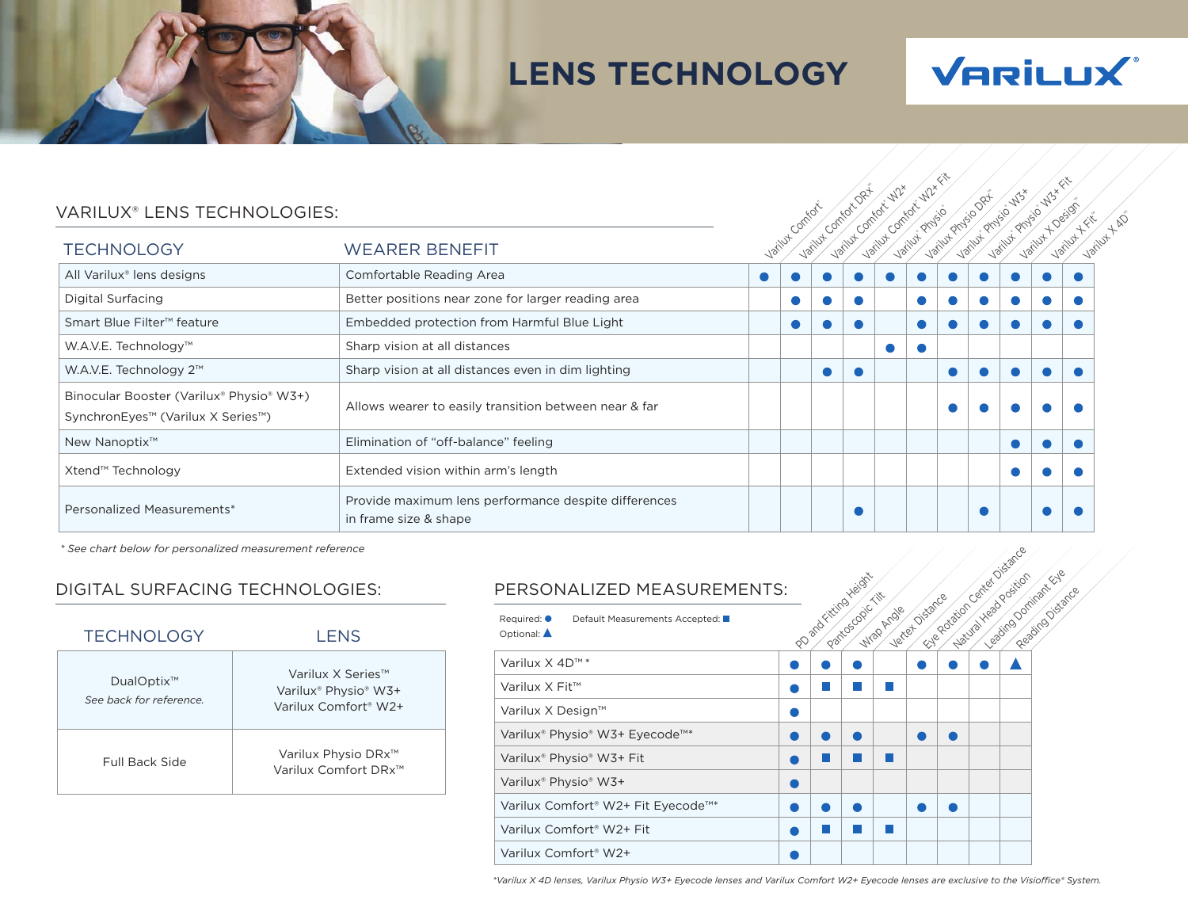# LENS TECHNOLOGY

**VARILUX®**

## VARILUX® LENS TECHNOLOGIES:

| TECHNOLOGY | WEARER BENEFIT | Varilux Comfort® | Varilux Comfort DRx™ | Varilux Comfort® W2+ | Varilux Comfort® W2+ Fit | Varilux® Physio® | Varilux Physio DRx™ | Varilux® Physio® W3+ | Varilux® Physio® W3+ Fit | Varilux X Design™ | Varilux X Fit™ | Varilux X 4D™ |
|---|---|---|---|---|---|---|---|---|---|---|---|---|
| All Varilux® lens designs | Comfortable Reading Area | ● | ● | ● | ● | ● | ● | ● | ● | ● | ● | ● |
| Digital Surfacing | Better positions near zone for larger reading area | | ● | ● | ● | | ● | ● | ● | ● | ● | ● |
| Smart Blue Filter™ feature | Embedded protection from Harmful Blue Light | | ● | ● | ● | | ● | ● | ● | ● | ● | ● |
| W.A.V.E. Technology™ | Sharp vision at all distances | | | | | ● | ● | | | | | |
| W.A.V.E. Technology 2™ | Sharp vision at all distances even in dim lighting | | | ● | ● | | | ● | ● | ● | ● | ● |
| Binocular Booster (Varilux® Physio® W3+) SynchronEyes™ (Varilux X Series™) | Allows wearer to easily transition between near & far | | | | | | | ● | ● | ● | ● | ● |
| New Nanoptix™ | Elimination of "off-balance" feeling | | | | | | | | | ● | ● | ● |
| Xtend™ Technology | Extended vision within arm's length | | | | | | | | | ● | ● | ● |
| Personalized Measurements* | Provide maximum lens performance despite differences in frame size & shape | | | | ● | | | | ● | | ● | ● |

*\* See chart below for personalized measurement reference*

## DIGITAL SURFACING TECHNOLOGIES:

| TECHNOLOGY | LENS |
|---|---|
| DualOptix™ *See back for reference.* | Varilux X Series™ Varilux® Physio® W3+ Varilux Comfort® W2+ |
| Full Back Side | Varilux Physio DRx™ Varilux Comfort DRx™ |

## PERSONALIZED MEASUREMENTS:

Required: ● Default Measurements Accepted: ■
Optional: ▲

| | PD and Fitting Height | Pantoscopic Tilt | Wrap Angle | Vertex Distance | Eye Rotation Center Distance | Natural Head Position | Leading Dominant Eye | Reading Distance |
|---|---|---|---|---|---|---|---|---|
| Varilux X 4D™ * | ● | ● | ● | | ● | ● | ● | ▲ |
| Varilux X Fit™ | ● | ■ | ■ | ■ | | | | |
| Varilux X Design™ | ● | | | | | | | |
| Varilux® Physio® W3+ Eyecode™* | ● | ● | ● | | ● | ● | | |
| Varilux® Physio® W3+ Fit | ● | ■ | ■ | ■ | | | | |
| Varilux® Physio® W3+ | ● | | | | | | | |
| Varilux Comfort® W2+ Fit Eyecode™* | ● | ● | ● | | ● | ● | | |
| Varilux Comfort® W2+ Fit | ● | ■ | ■ | ■ | | | | |
| Varilux Comfort® W2+ | ● | | | | | | | |

*\*Varilux X 4D lenses, Varilux Physio W3+ Eyecode lenses and Varilux Comfort W2+ Eyecode lenses are exclusive to the Visioffice® System.*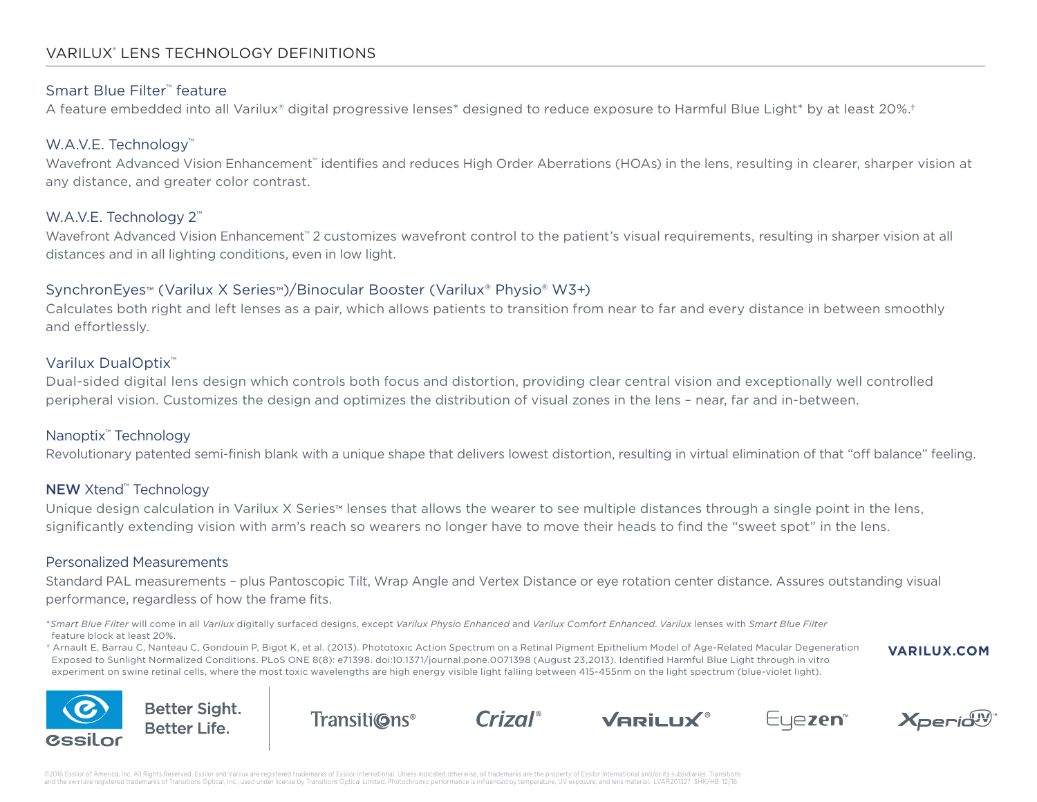# VARILUX® LENS TECHNOLOGY DEFINITIONS

## Smart Blue Filter™ feature

A feature embedded into all Varilux® digital progressive lenses* designed to reduce exposure to Harmful Blue Light* by at least 20%.†

## W.A.V.E. Technology™

Wavefront Advanced Vision Enhancement™ identifies and reduces High Order Aberrations (HOAs) in the lens, resulting in clearer, sharper vision at any distance, and greater color contrast.

## W.A.V.E. Technology 2™

Wavefront Advanced Vision Enhancement™ 2 customizes wavefront control to the patient's visual requirements, resulting in sharper vision at all distances and in all lighting conditions, even in low light.

## SynchronEyes™ (Varilux X Series™)/Binocular Booster (Varilux® Physio® W3+)

Calculates both right and left lenses as a pair, which allows patients to transition from near to far and every distance in between smoothly and effortlessly.

## Varilux DualOptix™

Dual-sided digital lens design which controls both focus and distortion, providing clear central vision and exceptionally well controlled peripheral vision. Customizes the design and optimizes the distribution of visual zones in the lens – near, far and in-between.

## Nanoptix™ Technology

Revolutionary patented semi-finish blank with a unique shape that delivers lowest distortion, resulting in virtual elimination of that "off balance" feeling.

## **NEW** Xtend™ Technology

Unique design calculation in Varilux X Series™ lenses that allows the wearer to see multiple distances through a single point in the lens, significantly extending vision with arm's reach so wearers no longer have to move their heads to find the "sweet spot" in the lens.

## Personalized Measurements

Standard PAL measurements – plus Pantoscopic Tilt, Wrap Angle and Vertex Distance or eye rotation center distance. Assures outstanding visual performance, regardless of how the frame fits.

*\**Smart Blue Filter* will come in all *Varilux* digitally surfaced designs, except *Varilux Physio Enhanced* and *Varilux Comfort Enhanced*. *Varilux* lenses with *Smart Blue Filter* feature block at least 20%.

† Arnault E, Barrau C, Nanteau C, Gondouin P, Bigot K, et al. (2013). Phototoxic Action Spectrum on a Retinal Pigment Epithelium Model of Age-Related Macular Degeneration Exposed to Sunlight Normalized Conditions. PLoS ONE 8(8): e71398. doi:10.1371/journal.pone.0071398 (August 23,2013). Identified Harmful Blue Light through in vitro experiment on swine retinal cells, where the most toxic wavelengths are high energy visible light falling between 415-455nm on the light spectrum (blue-violet light).

**VARILUX.COM**

essilor — Better Sight. Better Life.

Transitions® Crizal® VARILUX® Eyezen™ Xperio UV™

©2016 Essilor of America, Inc. All Rights Reserved. Essilor and Varilux are registered trademarks of Essilor International. Unless indicated otherwise, all trademarks are the property of Essilor International and/or its subsidiaries. Transitions and the swirl are registered trademarks of Transitions Optical, Inc., used under license by Transitions Optical Limited. Photochromic performance is influenced by temperature, UV exposure, and lens material. LVAR201327 SHK/HB 12/16